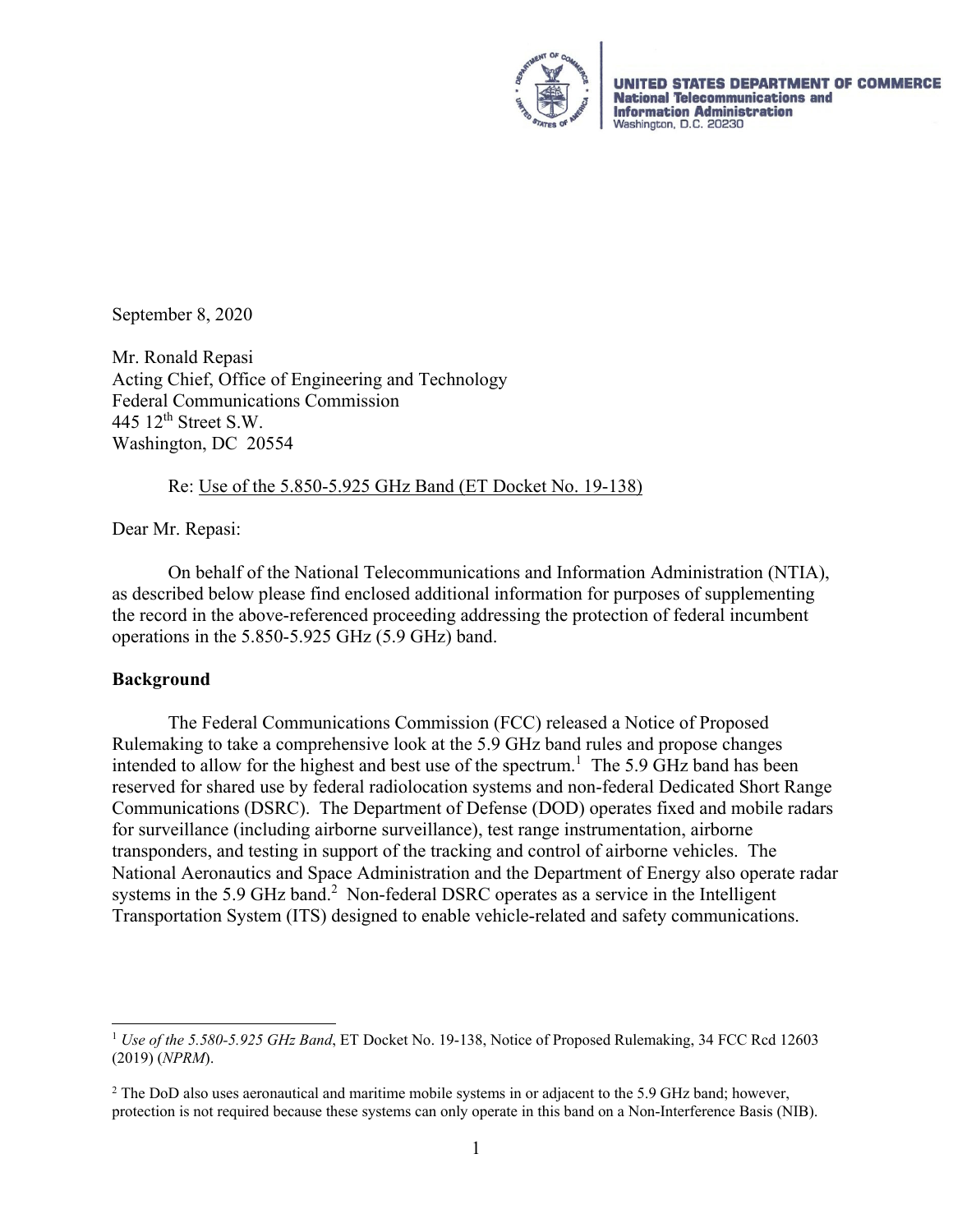UNITED STATES DEPARTMENT OF COMMERCE
National Telecommunications and Information Administration
Washington, D.C. 20230

September 8, 2020

Mr. Ronald Repasi
Acting Chief, Office of Engineering and Technology
Federal Communications Commission
445 12th Street S.W.
Washington, DC 20554

Re: Use of the 5.850-5.925 GHz Band (ET Docket No. 19-138)

Dear Mr. Repasi:

On behalf of the National Telecommunications and Information Administration (NTIA), as described below please find enclosed additional information for purposes of supplementing the record in the above-referenced proceeding addressing the protection of federal incumbent operations in the 5.850-5.925 GHz (5.9 GHz) band.

**Background**

The Federal Communications Commission (FCC) released a Notice of Proposed Rulemaking to take a comprehensive look at the 5.9 GHz band rules and propose changes intended to allow for the highest and best use of the spectrum.[1] The 5.9 GHz band has been reserved for shared use by federal radiolocation systems and non-federal Dedicated Short Range Communications (DSRC). The Department of Defense (DOD) operates fixed and mobile radars for surveillance (including airborne surveillance), test range instrumentation, airborne transponders, and testing in support of the tracking and control of airborne vehicles. The National Aeronautics and Space Administration and the Department of Energy also operate radar systems in the 5.9 GHz band.[2] Non-federal DSRC operates as a service in the Intelligent Transportation System (ITS) designed to enable vehicle-related and safety communications.

---

[1] *Use of the 5.580-5.925 GHz Band*, ET Docket No. 19-138, Notice of Proposed Rulemaking, 34 FCC Rcd 12603 (2019) (*NPRM*).

[2] The DoD also uses aeronautical and maritime mobile systems in or adjacent to the 5.9 GHz band; however, protection is not required because these systems can only operate in this band on a Non-Interference Basis (NIB).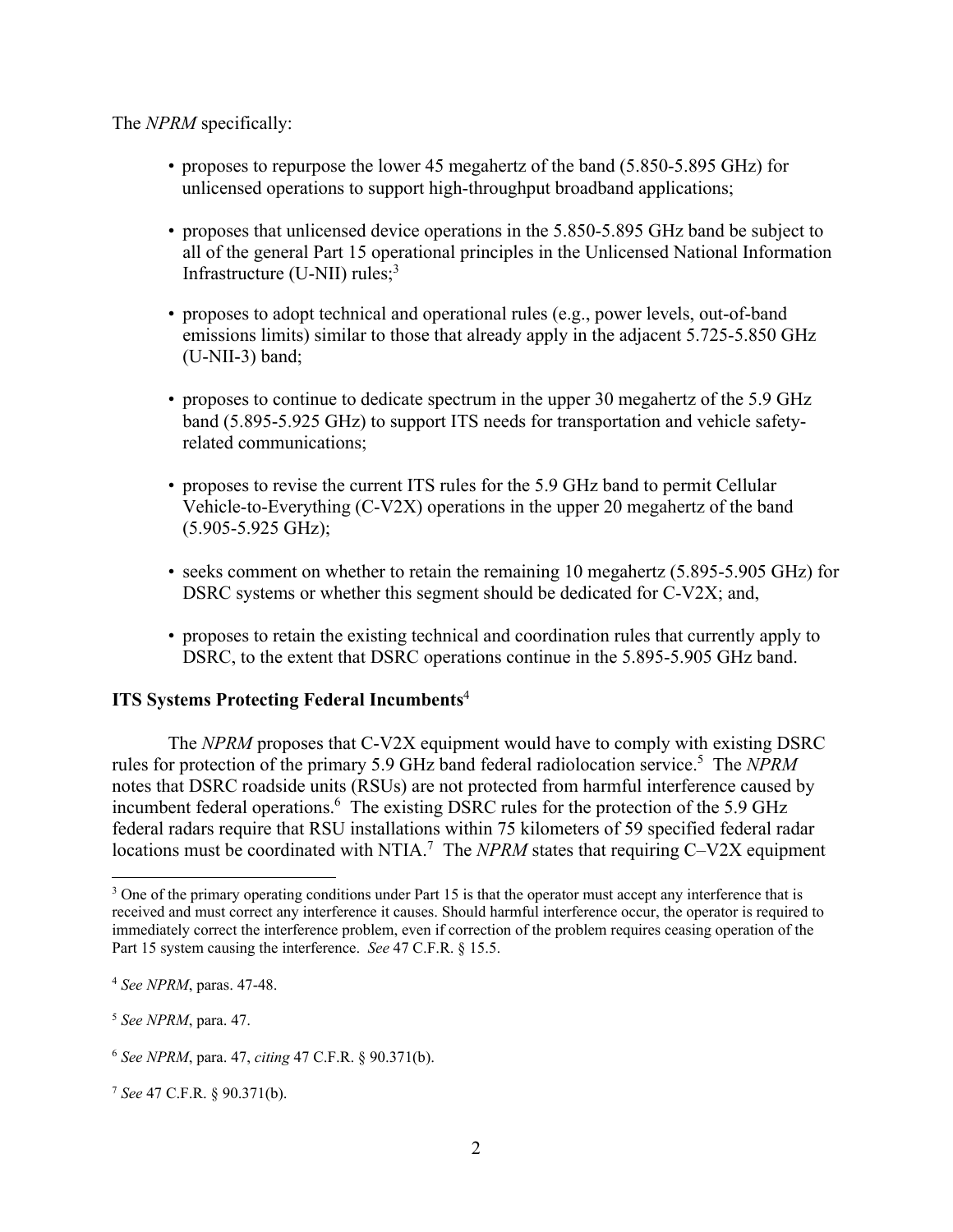The *NPRM* specifically:

- proposes to repurpose the lower 45 megahertz of the band (5.850-5.895 GHz) for unlicensed operations to support high-throughput broadband applications;
- proposes that unlicensed device operations in the 5.850-5.895 GHz band be subject to all of the general Part 15 operational principles in the Unlicensed National Information Infrastructure (U-NII) rules;[3]
- proposes to adopt technical and operational rules (e.g., power levels, out-of-band emissions limits) similar to those that already apply in the adjacent 5.725-5.850 GHz (U-NII-3) band;
- proposes to continue to dedicate spectrum in the upper 30 megahertz of the 5.9 GHz band (5.895-5.925 GHz) to support ITS needs for transportation and vehicle safety-related communications;
- proposes to revise the current ITS rules for the 5.9 GHz band to permit Cellular Vehicle-to-Everything (C-V2X) operations in the upper 20 megahertz of the band (5.905-5.925 GHz);
- seeks comment on whether to retain the remaining 10 megahertz (5.895-5.905 GHz) for DSRC systems or whether this segment should be dedicated for C-V2X; and,
- proposes to retain the existing technical and coordination rules that currently apply to DSRC, to the extent that DSRC operations continue in the 5.895-5.905 GHz band.

**ITS Systems Protecting Federal Incumbents**[4]

The *NPRM* proposes that C-V2X equipment would have to comply with existing DSRC rules for protection of the primary 5.9 GHz band federal radiolocation service.[5] The *NPRM* notes that DSRC roadside units (RSUs) are not protected from harmful interference caused by incumbent federal operations.[6] The existing DSRC rules for the protection of the 5.9 GHz federal radars require that RSU installations within 75 kilometers of 59 specified federal radar locations must be coordinated with NTIA.[7] The *NPRM* states that requiring C–V2X equipment

---

[3] One of the primary operating conditions under Part 15 is that the operator must accept any interference that is received and must correct any interference it causes. Should harmful interference occur, the operator is required to immediately correct the interference problem, even if correction of the problem requires ceasing operation of the Part 15 system causing the interference. *See* 47 C.F.R. § 15.5.

[4] *See NPRM*, paras. 47-48.

[5] *See NPRM*, para. 47.

[6] *See NPRM*, para. 47, *citing* 47 C.F.R. § 90.371(b).

[7] *See* 47 C.F.R. § 90.371(b).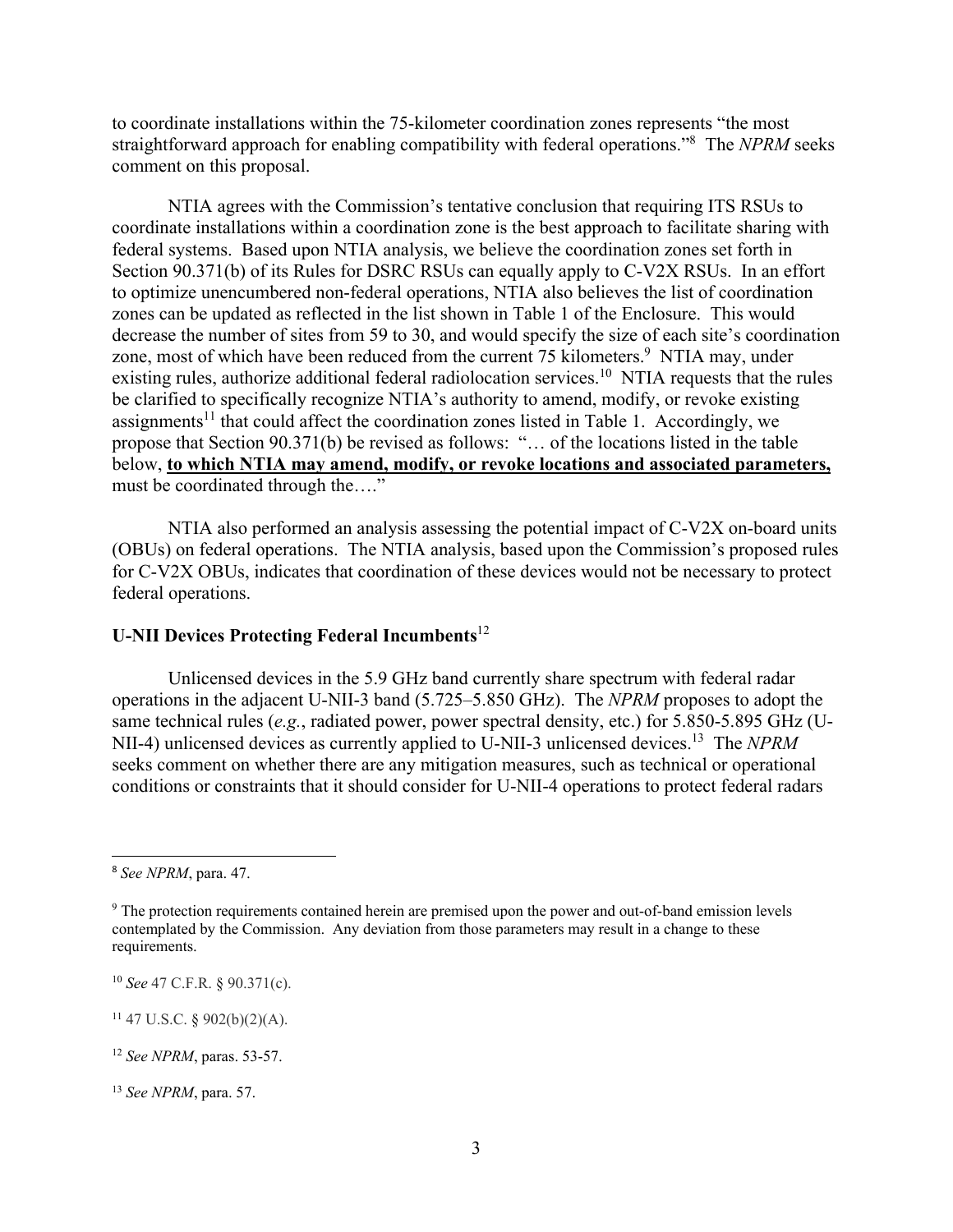to coordinate installations within the 75-kilometer coordination zones represents "the most straightforward approach for enabling compatibility with federal operations."[8] The *NPRM* seeks comment on this proposal.

NTIA agrees with the Commission's tentative conclusion that requiring ITS RSUs to coordinate installations within a coordination zone is the best approach to facilitate sharing with federal systems. Based upon NTIA analysis, we believe the coordination zones set forth in Section 90.371(b) of its Rules for DSRC RSUs can equally apply to C-V2X RSUs. In an effort to optimize unencumbered non-federal operations, NTIA also believes the list of coordination zones can be updated as reflected in the list shown in Table 1 of the Enclosure. This would decrease the number of sites from 59 to 30, and would specify the size of each site's coordination zone, most of which have been reduced from the current 75 kilometers.[9] NTIA may, under existing rules, authorize additional federal radiolocation services.[10] NTIA requests that the rules be clarified to specifically recognize NTIA's authority to amend, modify, or revoke existing assignments[11] that could affect the coordination zones listed in Table 1. Accordingly, we propose that Section 90.371(b) be revised as follows: "… of the locations listed in the table below, **<u>to which NTIA may amend, modify, or revoke locations and associated parameters,</u>** must be coordinated through the…."

NTIA also performed an analysis assessing the potential impact of C-V2X on-board units (OBUs) on federal operations. The NTIA analysis, based upon the Commission's proposed rules for C-V2X OBUs, indicates that coordination of these devices would not be necessary to protect federal operations.

### U-NII Devices Protecting Federal Incumbents[12]

Unlicensed devices in the 5.9 GHz band currently share spectrum with federal radar operations in the adjacent U-NII-3 band (5.725–5.850 GHz). The *NPRM* proposes to adopt the same technical rules (*e.g.*, radiated power, power spectral density, etc.) for 5.850-5.895 GHz (U-NII-4) unlicensed devices as currently applied to U-NII-3 unlicensed devices.[13] The *NPRM* seeks comment on whether there are any mitigation measures, such as technical or operational conditions or constraints that it should consider for U-NII-4 operations to protect federal radars

---

[8] *See NPRM*, para. 47.

[9] The protection requirements contained herein are premised upon the power and out-of-band emission levels contemplated by the Commission. Any deviation from those parameters may result in a change to these requirements.

[10] *See* 47 C.F.R. § 90.371(c).

[11] 47 U.S.C. § 902(b)(2)(A).

[12] *See NPRM*, paras. 53-57.

[13] *See NPRM*, para. 57.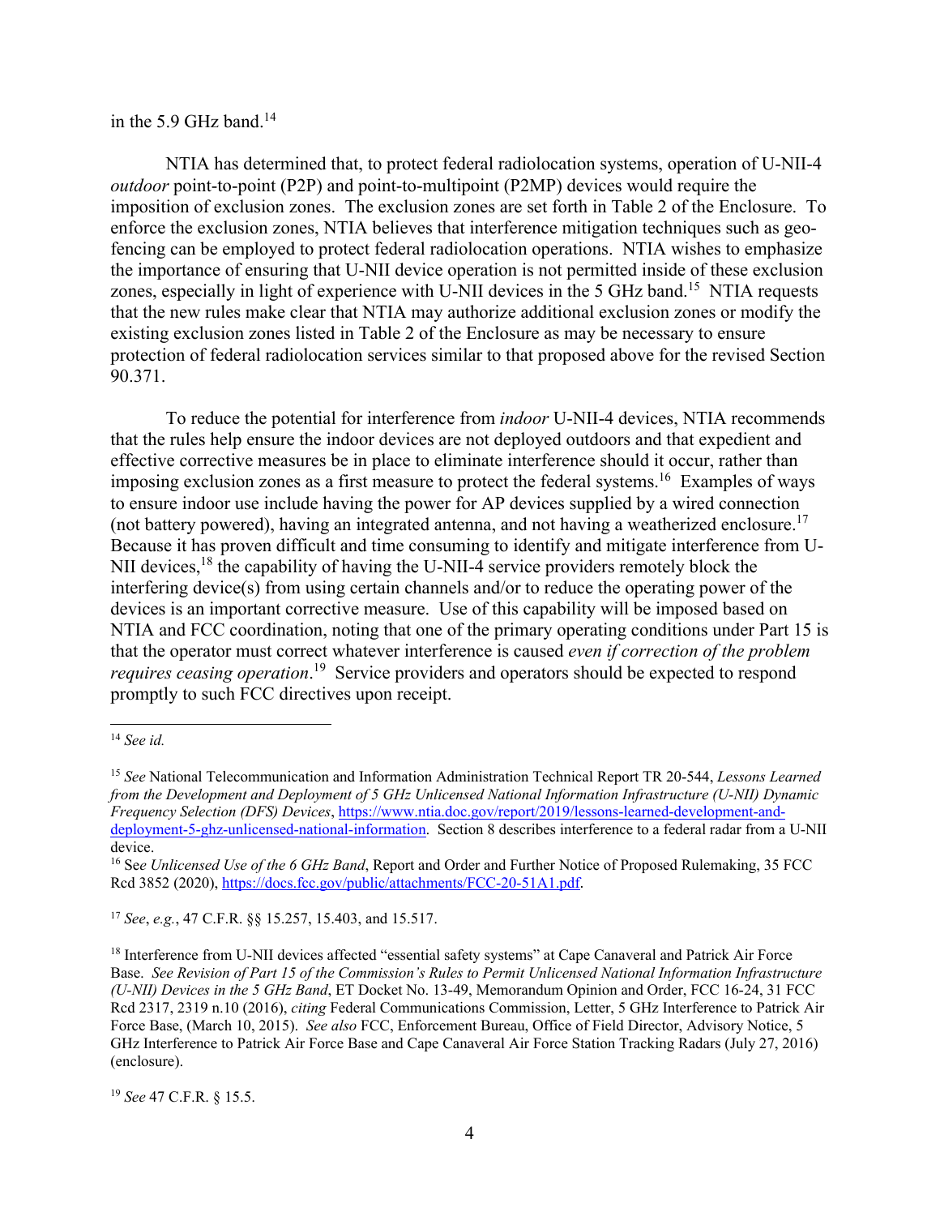in the 5.9 GHz band.[14]

NTIA has determined that, to protect federal radiolocation systems, operation of U-NII-4 *outdoor* point-to-point (P2P) and point-to-multipoint (P2MP) devices would require the imposition of exclusion zones. The exclusion zones are set forth in Table 2 of the Enclosure. To enforce the exclusion zones, NTIA believes that interference mitigation techniques such as geo-fencing can be employed to protect federal radiolocation operations. NTIA wishes to emphasize the importance of ensuring that U-NII device operation is not permitted inside of these exclusion zones, especially in light of experience with U-NII devices in the 5 GHz band.[15] NTIA requests that the new rules make clear that NTIA may authorize additional exclusion zones or modify the existing exclusion zones listed in Table 2 of the Enclosure as may be necessary to ensure protection of federal radiolocation services similar to that proposed above for the revised Section 90.371.

To reduce the potential for interference from *indoor* U-NII-4 devices, NTIA recommends that the rules help ensure the indoor devices are not deployed outdoors and that expedient and effective corrective measures be in place to eliminate interference should it occur, rather than imposing exclusion zones as a first measure to protect the federal systems.[16] Examples of ways to ensure indoor use include having the power for AP devices supplied by a wired connection (not battery powered), having an integrated antenna, and not having a weatherized enclosure.[17] Because it has proven difficult and time consuming to identify and mitigate interference from U-NII devices,[18] the capability of having the U-NII-4 service providers remotely block the interfering device(s) from using certain channels and/or to reduce the operating power of the devices is an important corrective measure. Use of this capability will be imposed based on NTIA and FCC coordination, noting that one of the primary operating conditions under Part 15 is that the operator must correct whatever interference is caused *even if correction of the problem requires ceasing operation*.[19] Service providers and operators should be expected to respond promptly to such FCC directives upon receipt.

---

[14] *See id.*

[15] *See* National Telecommunication and Information Administration Technical Report TR 20-544, *Lessons Learned from the Development and Deployment of 5 GHz Unlicensed National Information Infrastructure (U-NII) Dynamic Frequency Selection (DFS) Devices*, https://www.ntia.doc.gov/report/2019/lessons-learned-development-and-deployment-5-ghz-unlicensed-national-information. Section 8 describes interference to a federal radar from a U-NII device.

[16] S*ee Unlicensed Use of the 6 GHz Band*, Report and Order and Further Notice of Proposed Rulemaking, 35 FCC Rcd 3852 (2020), https://docs.fcc.gov/public/attachments/FCC-20-51A1.pdf.

[17] *See*, *e.g.*, 47 C.F.R. §§ 15.257, 15.403, and 15.517.

[18] Interference from U-NII devices affected "essential safety systems" at Cape Canaveral and Patrick Air Force Base. *See Revision of Part 15 of the Commission's Rules to Permit Unlicensed National Information Infrastructure (U-NII) Devices in the 5 GHz Band*, ET Docket No. 13-49, Memorandum Opinion and Order, FCC 16-24, 31 FCC Rcd 2317, 2319 n.10 (2016), *citing* Federal Communications Commission, Letter, 5 GHz Interference to Patrick Air Force Base, (March 10, 2015). *See also* FCC, Enforcement Bureau, Office of Field Director, Advisory Notice, 5 GHz Interference to Patrick Air Force Base and Cape Canaveral Air Force Station Tracking Radars (July 27, 2016) (enclosure).

[19] *See* 47 C.F.R. § 15.5.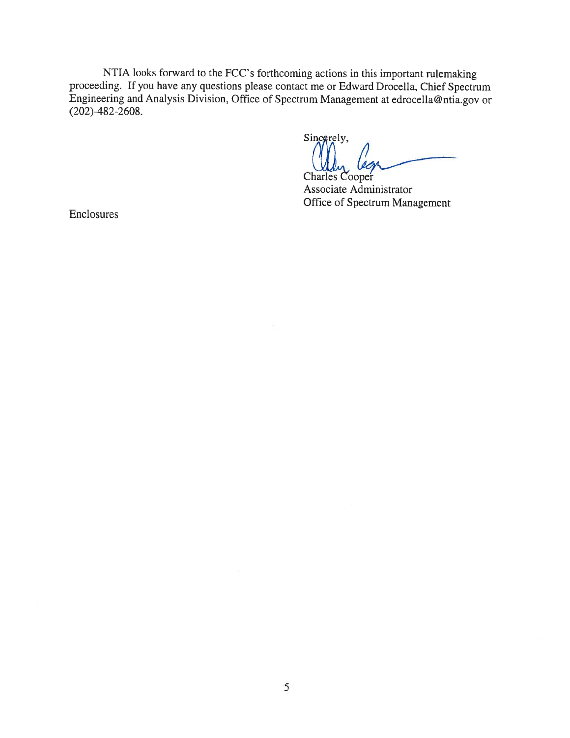NTIA looks forward to the FCC's forthcoming actions in this important rulemaking proceeding. If you have any questions please contact me or Edward Drocella, Chief Spectrum Engineering and Analysis Division, Office of Spectrum Management at edrocella@ntia.gov or (202)-482-2608.

Sincerely,

Charles Cooper
Associate Administrator
Office of Spectrum Management

Enclosures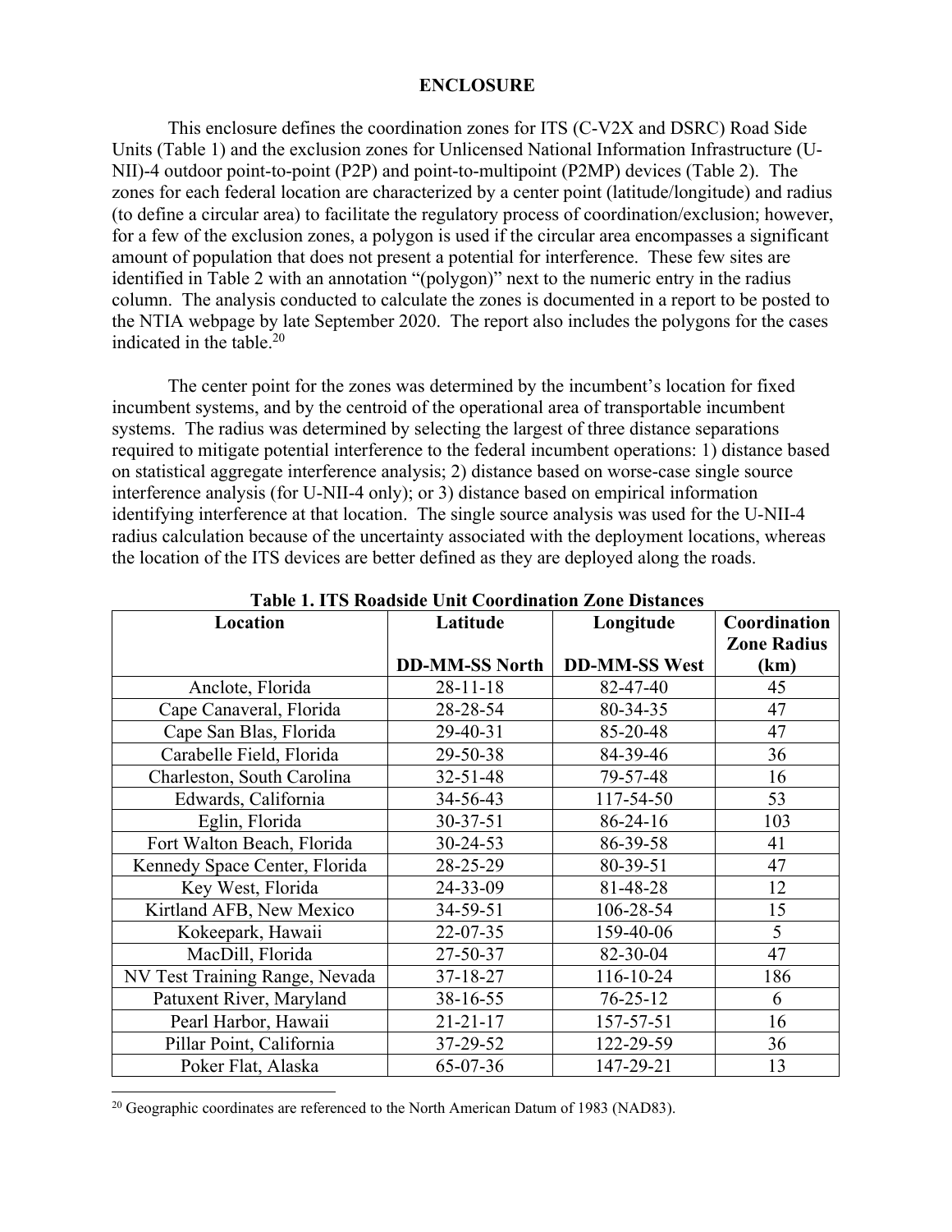## ENCLOSURE

This enclosure defines the coordination zones for ITS (C-V2X and DSRC) Road Side Units (Table 1) and the exclusion zones for Unlicensed National Information Infrastructure (U-NII)-4 outdoor point-to-point (P2P) and point-to-multipoint (P2MP) devices (Table 2). The zones for each federal location are characterized by a center point (latitude/longitude) and radius (to define a circular area) to facilitate the regulatory process of coordination/exclusion; however, for a few of the exclusion zones, a polygon is used if the circular area encompasses a significant amount of population that does not present a potential for interference. These few sites are identified in Table 2 with an annotation "(polygon)" next to the numeric entry in the radius column. The analysis conducted to calculate the zones is documented in a report to be posted to the NTIA webpage by late September 2020. The report also includes the polygons for the cases indicated in the table.[20]

The center point for the zones was determined by the incumbent's location for fixed incumbent systems, and by the centroid of the operational area of transportable incumbent systems. The radius was determined by selecting the largest of three distance separations required to mitigate potential interference to the federal incumbent operations: 1) distance based on statistical aggregate interference analysis; 2) distance based on worse-case single source interference analysis (for U-NII-4 only); or 3) distance based on empirical information identifying interference at that location. The single source analysis was used for the U-NII-4 radius calculation because of the uncertainty associated with the deployment locations, whereas the location of the ITS devices are better defined as they are deployed along the roads.

**Table 1. ITS Roadside Unit Coordination Zone Distances**

| Location | Latitude<br>DD-MM-SS North | Longitude<br>DD-MM-SS West | Coordination Zone Radius (km) |
|---|---|---|---|
| Anclote, Florida | 28-11-18 | 82-47-40 | 45 |
| Cape Canaveral, Florida | 28-28-54 | 80-34-35 | 47 |
| Cape San Blas, Florida | 29-40-31 | 85-20-48 | 47 |
| Carabelle Field, Florida | 29-50-38 | 84-39-46 | 36 |
| Charleston, South Carolina | 32-51-48 | 79-57-48 | 16 |
| Edwards, California | 34-56-43 | 117-54-50 | 53 |
| Eglin, Florida | 30-37-51 | 86-24-16 | 103 |
| Fort Walton Beach, Florida | 30-24-53 | 86-39-58 | 41 |
| Kennedy Space Center, Florida | 28-25-29 | 80-39-51 | 47 |
| Key West, Florida | 24-33-09 | 81-48-28 | 12 |
| Kirtland AFB, New Mexico | 34-59-51 | 106-28-54 | 15 |
| Kokeepark, Hawaii | 22-07-35 | 159-40-06 | 5 |
| MacDill, Florida | 27-50-37 | 82-30-04 | 47 |
| NV Test Training Range, Nevada | 37-18-27 | 116-10-24 | 186 |
| Patuxent River, Maryland | 38-16-55 | 76-25-12 | 6 |
| Pearl Harbor, Hawaii | 21-21-17 | 157-57-51 | 16 |
| Pillar Point, California | 37-29-52 | 122-29-59 | 36 |
| Poker Flat, Alaska | 65-07-36 | 147-29-21 | 13 |

[20] Geographic coordinates are referenced to the North American Datum of 1983 (NAD83).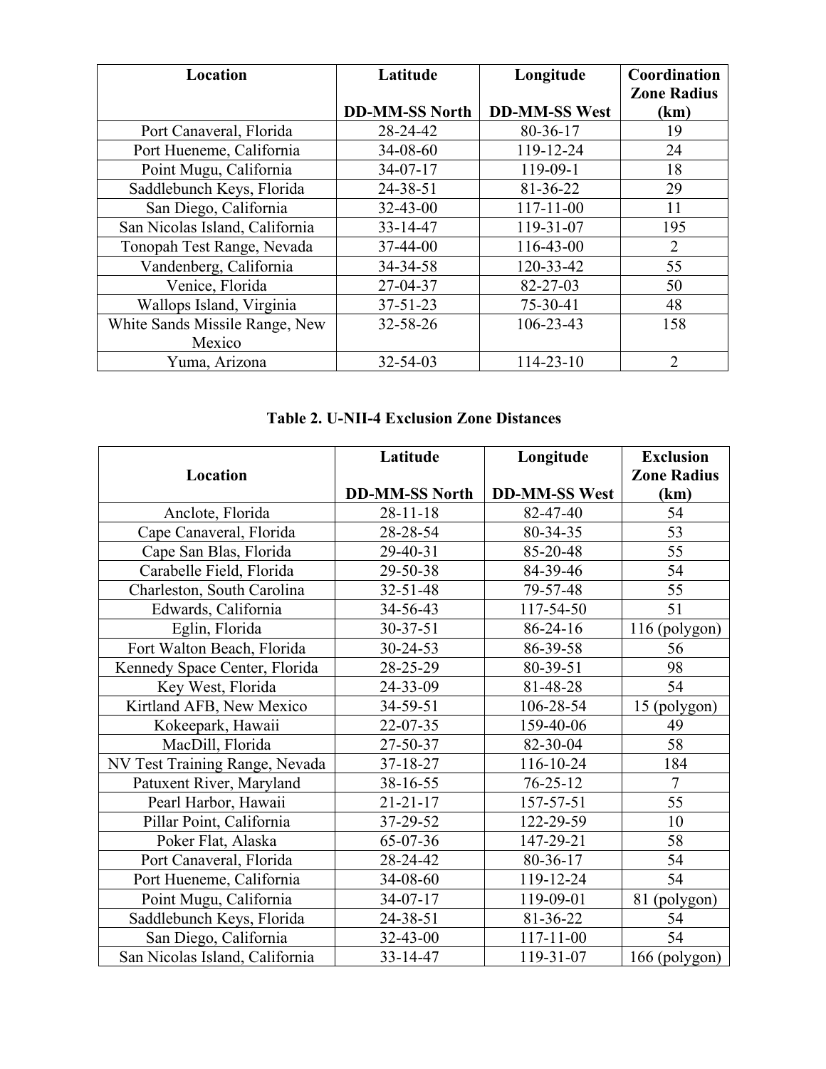| Location | Latitude<br><br>DD-MM-SS North | Longitude<br><br>DD-MM-SS West | Coordination Zone Radius (km) |
|---|---|---|---|
| Port Canaveral, Florida | 28-24-42 | 80-36-17 | 19 |
| Port Hueneme, California | 34-08-60 | 119-12-24 | 24 |
| Point Mugu, California | 34-07-17 | 119-09-1 | 18 |
| Saddlebunch Keys, Florida | 24-38-51 | 81-36-22 | 29 |
| San Diego, California | 32-43-00 | 117-11-00 | 11 |
| San Nicolas Island, California | 33-14-47 | 119-31-07 | 195 |
| Tonopah Test Range, Nevada | 37-44-00 | 116-43-00 | 2 |
| Vandenberg, California | 34-34-58 | 120-33-42 | 55 |
| Venice, Florida | 27-04-37 | 82-27-03 | 50 |
| Wallops Island, Virginia | 37-51-23 | 75-30-41 | 48 |
| White Sands Missile Range, New Mexico | 32-58-26 | 106-23-43 | 158 |
| Yuma, Arizona | 32-54-03 | 114-23-10 | 2 |

**Table 2. U-NII-4 Exclusion Zone Distances**

| Location | Latitude<br><br>DD-MM-SS North | Longitude<br><br>DD-MM-SS West | Exclusion Zone Radius (km) |
|---|---|---|---|
| Anclote, Florida | 28-11-18 | 82-47-40 | 54 |
| Cape Canaveral, Florida | 28-28-54 | 80-34-35 | 53 |
| Cape San Blas, Florida | 29-40-31 | 85-20-48 | 55 |
| Carabelle Field, Florida | 29-50-38 | 84-39-46 | 54 |
| Charleston, South Carolina | 32-51-48 | 79-57-48 | 55 |
| Edwards, California | 34-56-43 | 117-54-50 | 51 |
| Eglin, Florida | 30-37-51 | 86-24-16 | 116 (polygon) |
| Fort Walton Beach, Florida | 30-24-53 | 86-39-58 | 56 |
| Kennedy Space Center, Florida | 28-25-29 | 80-39-51 | 98 |
| Key West, Florida | 24-33-09 | 81-48-28 | 54 |
| Kirtland AFB, New Mexico | 34-59-51 | 106-28-54 | 15 (polygon) |
| Kokeepark, Hawaii | 22-07-35 | 159-40-06 | 49 |
| MacDill, Florida | 27-50-37 | 82-30-04 | 58 |
| NV Test Training Range, Nevada | 37-18-27 | 116-10-24 | 184 |
| Patuxent River, Maryland | 38-16-55 | 76-25-12 | 7 |
| Pearl Harbor, Hawaii | 21-21-17 | 157-57-51 | 55 |
| Pillar Point, California | 37-29-52 | 122-29-59 | 10 |
| Poker Flat, Alaska | 65-07-36 | 147-29-21 | 58 |
| Port Canaveral, Florida | 28-24-42 | 80-36-17 | 54 |
| Port Hueneme, California | 34-08-60 | 119-12-24 | 54 |
| Point Mugu, California | 34-07-17 | 119-09-01 | 81 (polygon) |
| Saddlebunch Keys, Florida | 24-38-51 | 81-36-22 | 54 |
| San Diego, California | 32-43-00 | 117-11-00 | 54 |
| San Nicolas Island, California | 33-14-47 | 119-31-07 | 166 (polygon) |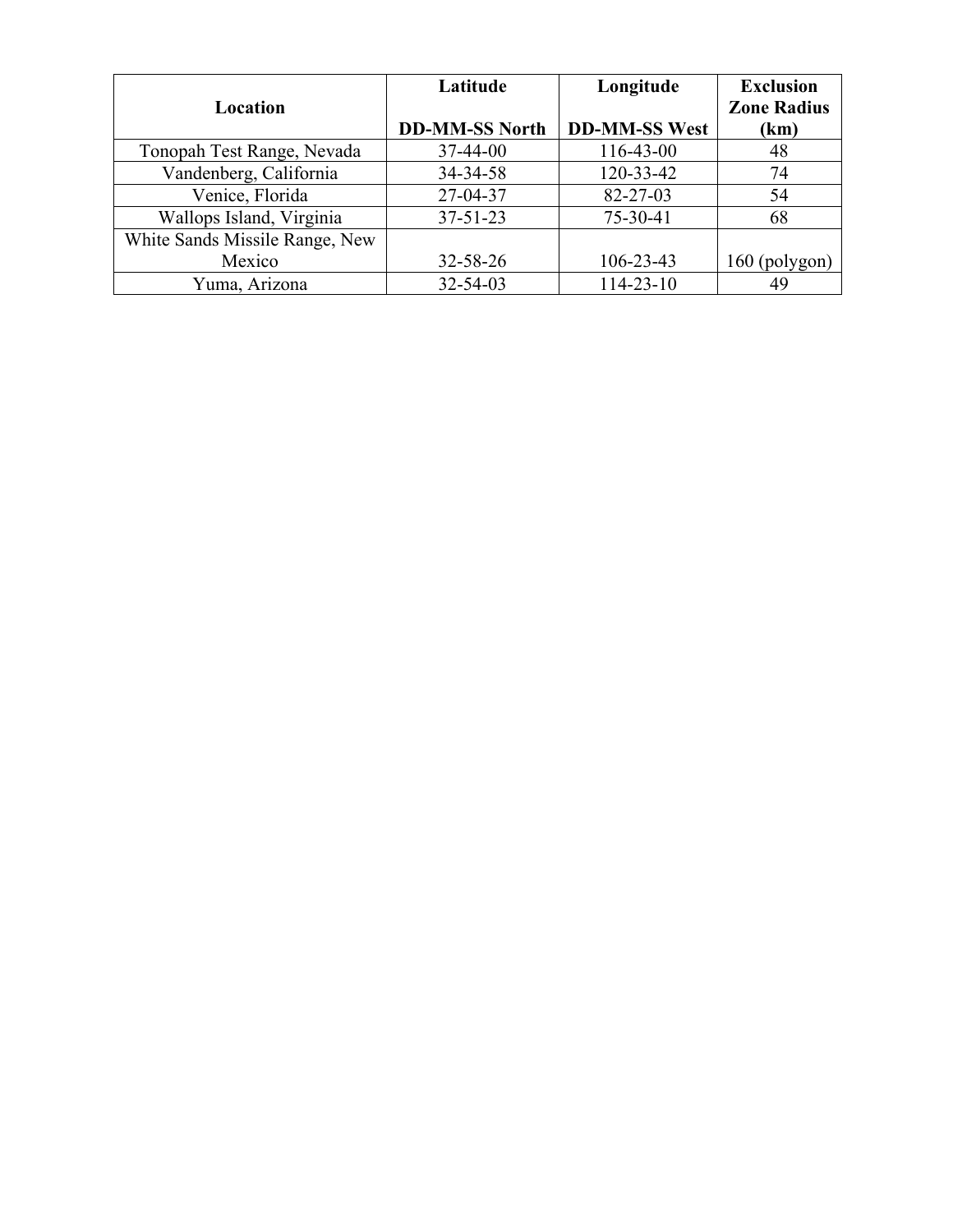| Location | Latitude<br><br>DD-MM-SS North | Longitude<br><br>DD-MM-SS West | Exclusion Zone Radius (km) |
|---|---|---|---|
| Tonopah Test Range, Nevada | 37-44-00 | 116-43-00 | 48 |
| Vandenberg, California | 34-34-58 | 120-33-42 | 74 |
| Venice, Florida | 27-04-37 | 82-27-03 | 54 |
| Wallops Island, Virginia | 37-51-23 | 75-30-41 | 68 |
| White Sands Missile Range, New Mexico | 32-58-26 | 106-23-43 | 160 (polygon) |
| Yuma, Arizona | 32-54-03 | 114-23-10 | 49 |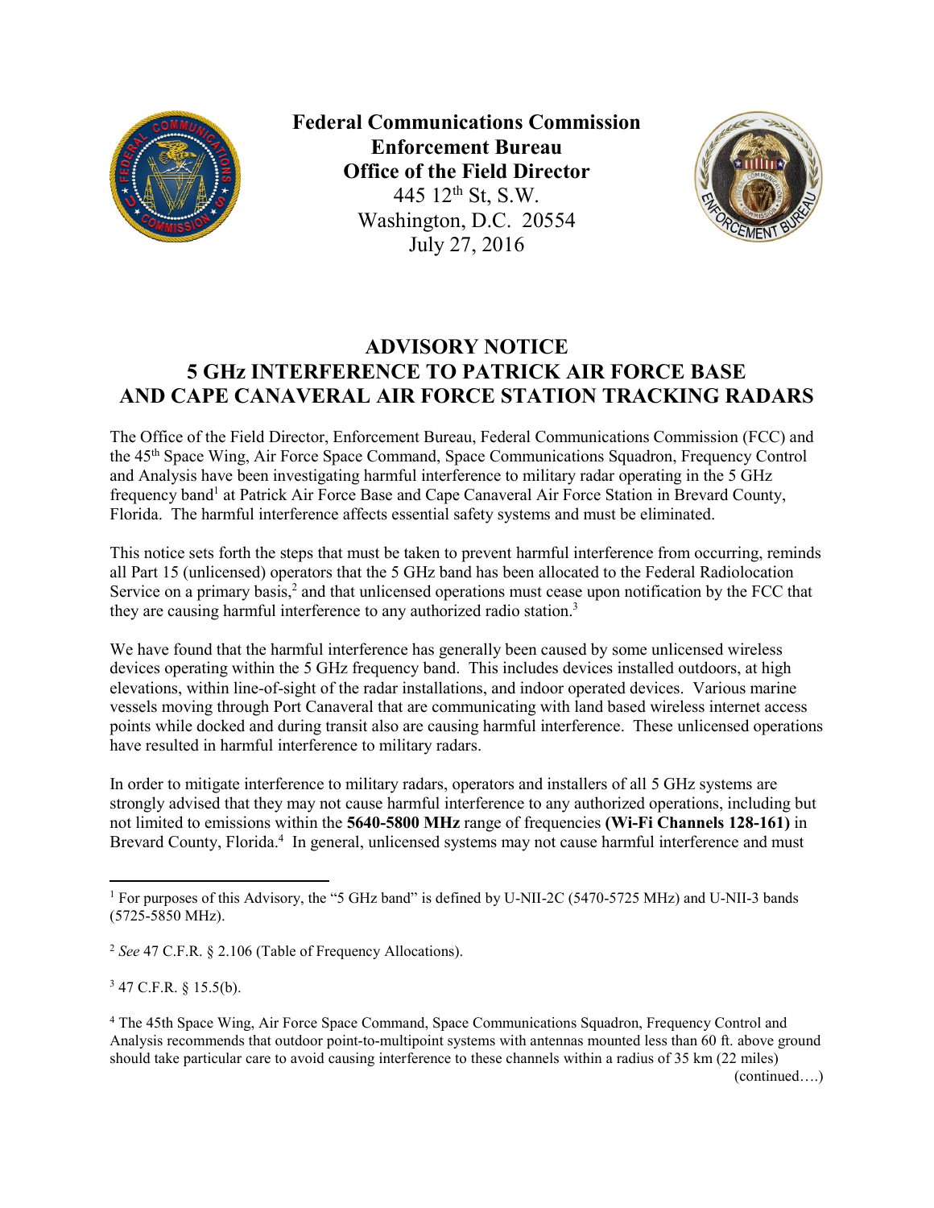**Federal Communications Commission**
**Enforcement Bureau**
**Office of the Field Director**
445 12th St, S.W.
Washington, D.C. 20554
July 27, 2016

# ADVISORY NOTICE
## 5 GHz INTERFERENCE TO PATRICK AIR FORCE BASE AND CAPE CANAVERAL AIR FORCE STATION TRACKING RADARS

The Office of the Field Director, Enforcement Bureau, Federal Communications Commission (FCC) and the 45th Space Wing, Air Force Space Command, Space Communications Squadron, Frequency Control and Analysis have been investigating harmful interference to military radar operating in the 5 GHz frequency band[1] at Patrick Air Force Base and Cape Canaveral Air Force Station in Brevard County, Florida. The harmful interference affects essential safety systems and must be eliminated.

This notice sets forth the steps that must be taken to prevent harmful interference from occurring, reminds all Part 15 (unlicensed) operators that the 5 GHz band has been allocated to the Federal Radiolocation Service on a primary basis,[2] and that unlicensed operations must cease upon notification by the FCC that they are causing harmful interference to any authorized radio station.[3]

We have found that the harmful interference has generally been caused by some unlicensed wireless devices operating within the 5 GHz frequency band. This includes devices installed outdoors, at high elevations, within line-of-sight of the radar installations, and indoor operated devices. Various marine vessels moving through Port Canaveral that are communicating with land based wireless internet access points while docked and during transit also are causing harmful interference. These unlicensed operations have resulted in harmful interference to military radars.

In order to mitigate interference to military radars, operators and installers of all 5 GHz systems are strongly advised that they may not cause harmful interference to any authorized operations, including but not limited to emissions within the **5640-5800 MHz** range of frequencies **(Wi-Fi Channels 128-161)** in Brevard County, Florida.[4] In general, unlicensed systems may not cause harmful interference and must

---

[1] For purposes of this Advisory, the "5 GHz band" is defined by U-NII-2C (5470-5725 MHz) and U-NII-3 bands (5725-5850 MHz).

[2] *See* 47 C.F.R. § 2.106 (Table of Frequency Allocations).

[3] 47 C.F.R. § 15.5(b).

[4] The 45th Space Wing, Air Force Space Command, Space Communications Squadron, Frequency Control and Analysis recommends that outdoor point-to-multipoint systems with antennas mounted less than 60 ft. above ground should take particular care to avoid causing interference to these channels within a radius of 35 km (22 miles)

(continued….)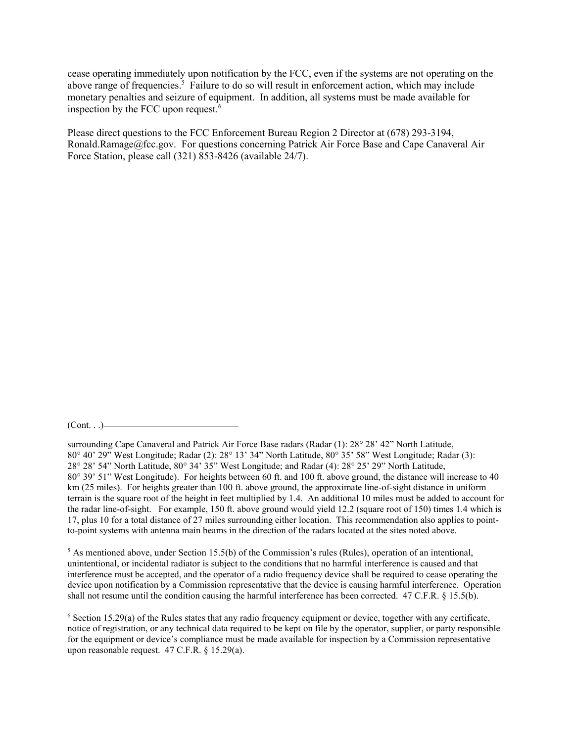cease operating immediately upon notification by the FCC, even if the systems are not operating on the above range of frequencies.[5] Failure to do so will result in enforcement action, which may include monetary penalties and seizure of equipment. In addition, all systems must be made available for inspection by the FCC upon request.[6]

Please direct questions to the FCC Enforcement Bureau Region 2 Director at (678) 293-3194, Ronald.Ramage@fcc.gov. For questions concerning Patrick Air Force Base and Cape Canaveral Air Force Station, please call (321) 853-8426 (available 24/7).

(Cont. . .)

surrounding Cape Canaveral and Patrick Air Force Base radars (Radar (1): 28° 28' 42" North Latitude, 80° 40' 29" West Longitude; Radar (2): 28° 13' 34" North Latitude, 80° 35' 58" West Longitude; Radar (3): 28° 28' 54" North Latitude, 80° 34' 35" West Longitude; and Radar (4): 28° 25' 29" North Latitude, 80° 39' 51" West Longitude). For heights between 60 ft. and 100 ft. above ground, the distance will increase to 40 km (25 miles). For heights greater than 100 ft. above ground, the approximate line-of-sight distance in uniform terrain is the square root of the height in feet multiplied by 1.4. An additional 10 miles must be added to account for the radar line-of-sight. For example, 150 ft. above ground would yield 12.2 (square root of 150) times 1.4 which is 17, plus 10 for a total distance of 27 miles surrounding either location. This recommendation also applies to point-to-point systems with antenna main beams in the direction of the radars located at the sites noted above.

[5] As mentioned above, under Section 15.5(b) of the Commission's rules (Rules), operation of an intentional, unintentional, or incidental radiator is subject to the conditions that no harmful interference is caused and that interference must be accepted, and the operator of a radio frequency device shall be required to cease operating the device upon notification by a Commission representative that the device is causing harmful interference. Operation shall not resume until the condition causing the harmful interference has been corrected. 47 C.F.R. § 15.5(b).

[6] Section 15.29(a) of the Rules states that any radio frequency equipment or device, together with any certificate, notice of registration, or any technical data required to be kept on file by the operator, supplier, or party responsible for the equipment or device's compliance must be made available for inspection by a Commission representative upon reasonable request. 47 C.F.R. § 15.29(a).